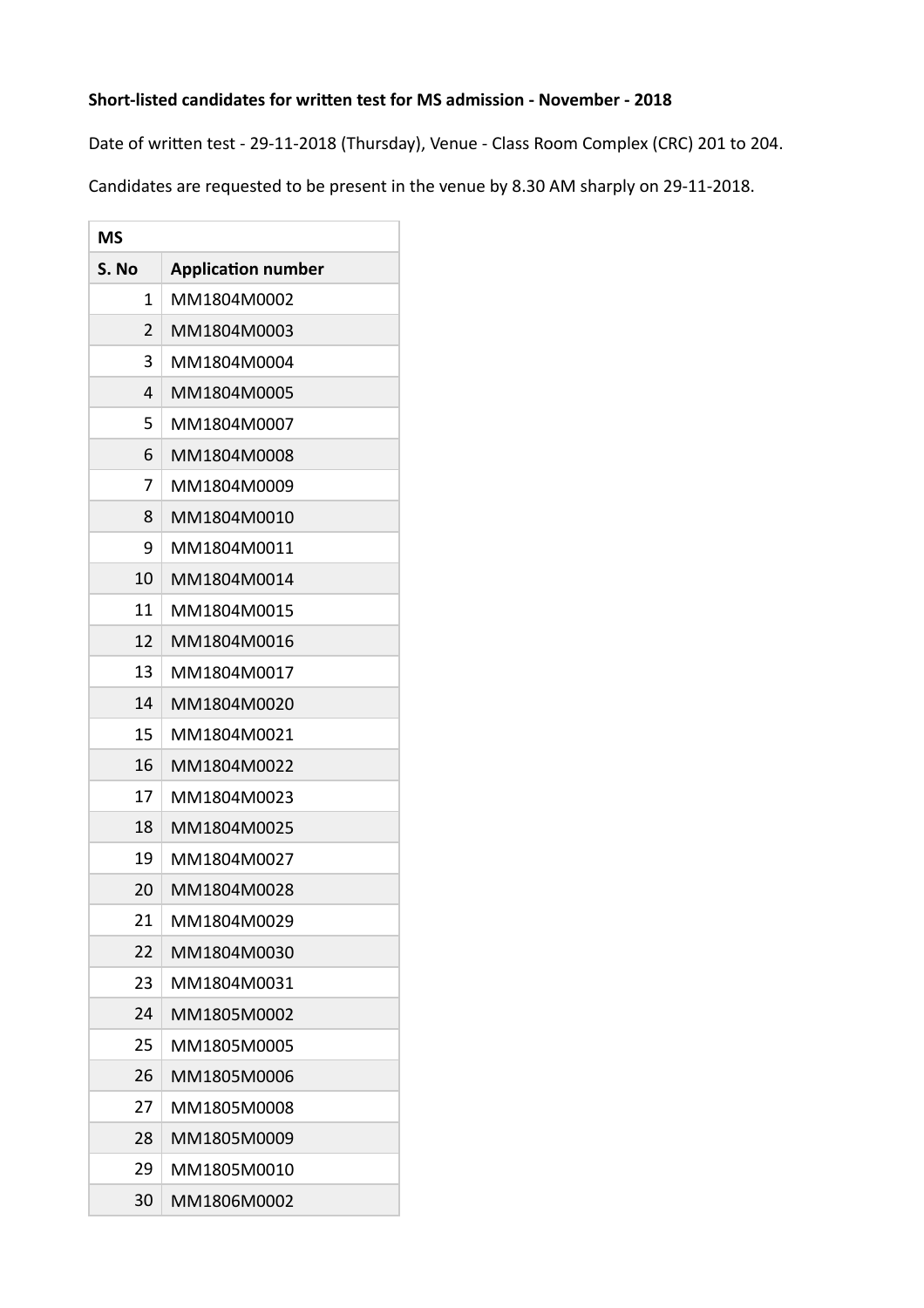**Short-listed candidates for written test for MS admission - November - 2018**

Date of written test - 29-11-2018 (Thursday), Venue - Class Room Complex (CRC) 201 to 204.

Candidates are requested to be present in the venue by 8.30 AM sharply on 29-11-2018.

| MS | |
|---|---|
| **S. No** | **Application number** |
| 1 | MM1804M0002 |
| 2 | MM1804M0003 |
| 3 | MM1804M0004 |
| 4 | MM1804M0005 |
| 5 | MM1804M0007 |
| 6 | MM1804M0008 |
| 7 | MM1804M0009 |
| 8 | MM1804M0010 |
| 9 | MM1804M0011 |
| 10 | MM1804M0014 |
| 11 | MM1804M0015 |
| 12 | MM1804M0016 |
| 13 | MM1804M0017 |
| 14 | MM1804M0020 |
| 15 | MM1804M0021 |
| 16 | MM1804M0022 |
| 17 | MM1804M0023 |
| 18 | MM1804M0025 |
| 19 | MM1804M0027 |
| 20 | MM1804M0028 |
| 21 | MM1804M0029 |
| 22 | MM1804M0030 |
| 23 | MM1804M0031 |
| 24 | MM1805M0002 |
| 25 | MM1805M0005 |
| 26 | MM1805M0006 |
| 27 | MM1805M0008 |
| 28 | MM1805M0009 |
| 29 | MM1805M0010 |
| 30 | MM1806M0002 |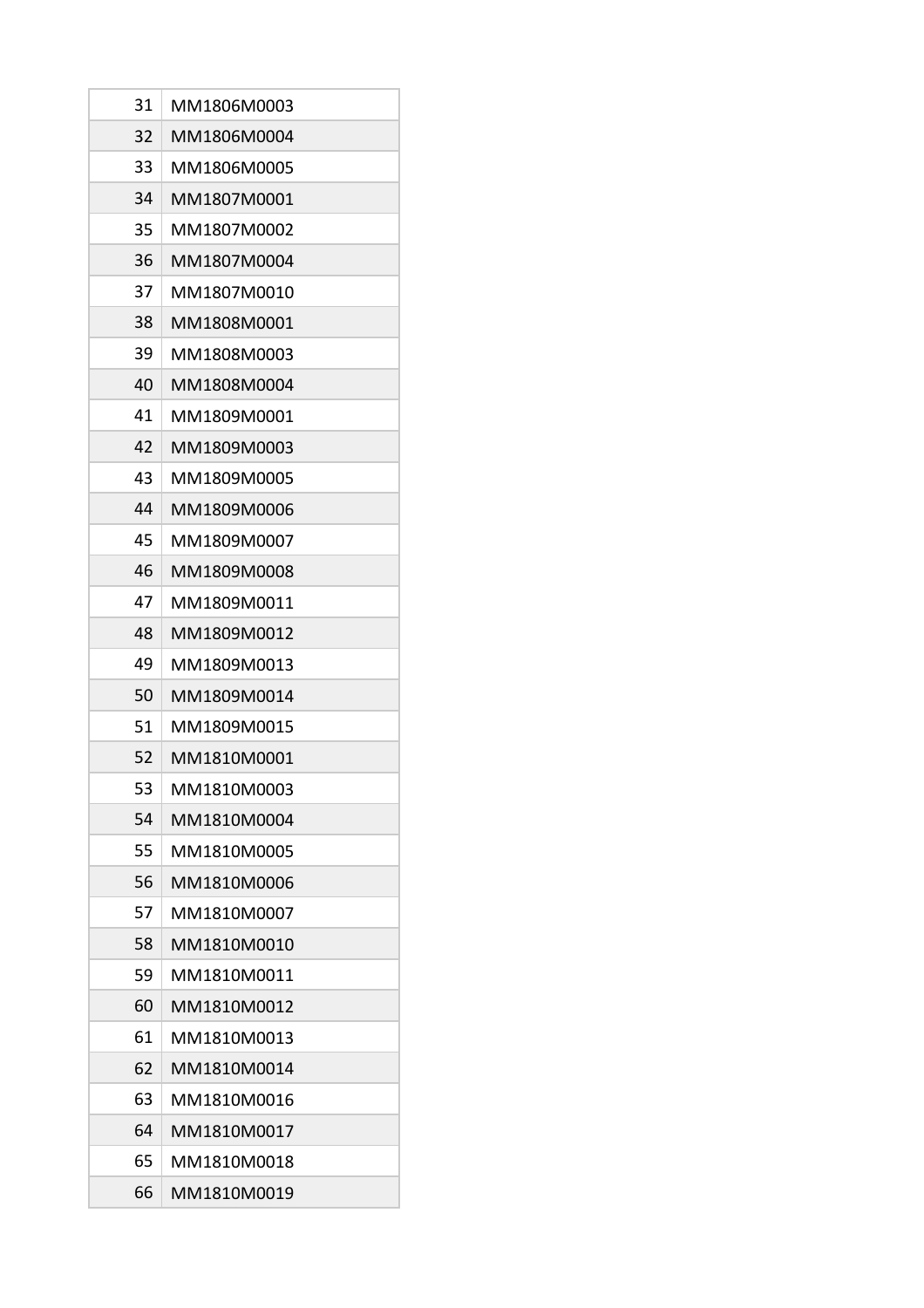| | |
|---|---|
| 31 | MM1806M0003 |
| 32 | MM1806M0004 |
| 33 | MM1806M0005 |
| 34 | MM1807M0001 |
| 35 | MM1807M0002 |
| 36 | MM1807M0004 |
| 37 | MM1807M0010 |
| 38 | MM1808M0001 |
| 39 | MM1808M0003 |
| 40 | MM1808M0004 |
| 41 | MM1809M0001 |
| 42 | MM1809M0003 |
| 43 | MM1809M0005 |
| 44 | MM1809M0006 |
| 45 | MM1809M0007 |
| 46 | MM1809M0008 |
| 47 | MM1809M0011 |
| 48 | MM1809M0012 |
| 49 | MM1809M0013 |
| 50 | MM1809M0014 |
| 51 | MM1809M0015 |
| 52 | MM1810M0001 |
| 53 | MM1810M0003 |
| 54 | MM1810M0004 |
| 55 | MM1810M0005 |
| 56 | MM1810M0006 |
| 57 | MM1810M0007 |
| 58 | MM1810M0010 |
| 59 | MM1810M0011 |
| 60 | MM1810M0012 |
| 61 | MM1810M0013 |
| 62 | MM1810M0014 |
| 63 | MM1810M0016 |
| 64 | MM1810M0017 |
| 65 | MM1810M0018 |
| 66 | MM1810M0019 |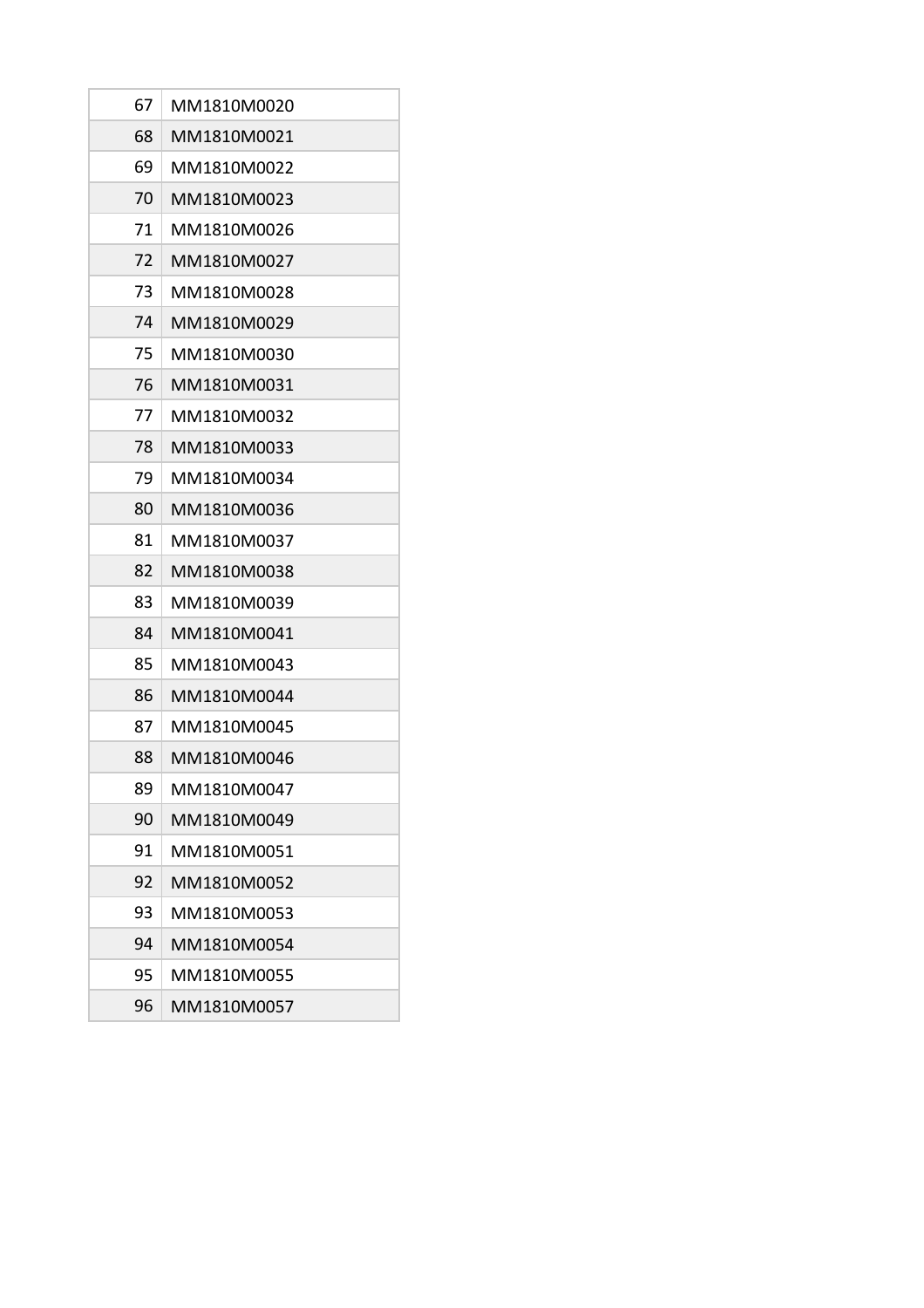| | |
|---|---|
| 67 | MM1810M0020 |
| 68 | MM1810M0021 |
| 69 | MM1810M0022 |
| 70 | MM1810M0023 |
| 71 | MM1810M0026 |
| 72 | MM1810M0027 |
| 73 | MM1810M0028 |
| 74 | MM1810M0029 |
| 75 | MM1810M0030 |
| 76 | MM1810M0031 |
| 77 | MM1810M0032 |
| 78 | MM1810M0033 |
| 79 | MM1810M0034 |
| 80 | MM1810M0036 |
| 81 | MM1810M0037 |
| 82 | MM1810M0038 |
| 83 | MM1810M0039 |
| 84 | MM1810M0041 |
| 85 | MM1810M0043 |
| 86 | MM1810M0044 |
| 87 | MM1810M0045 |
| 88 | MM1810M0046 |
| 89 | MM1810M0047 |
| 90 | MM1810M0049 |
| 91 | MM1810M0051 |
| 92 | MM1810M0052 |
| 93 | MM1810M0053 |
| 94 | MM1810M0054 |
| 95 | MM1810M0055 |
| 96 | MM1810M0057 |